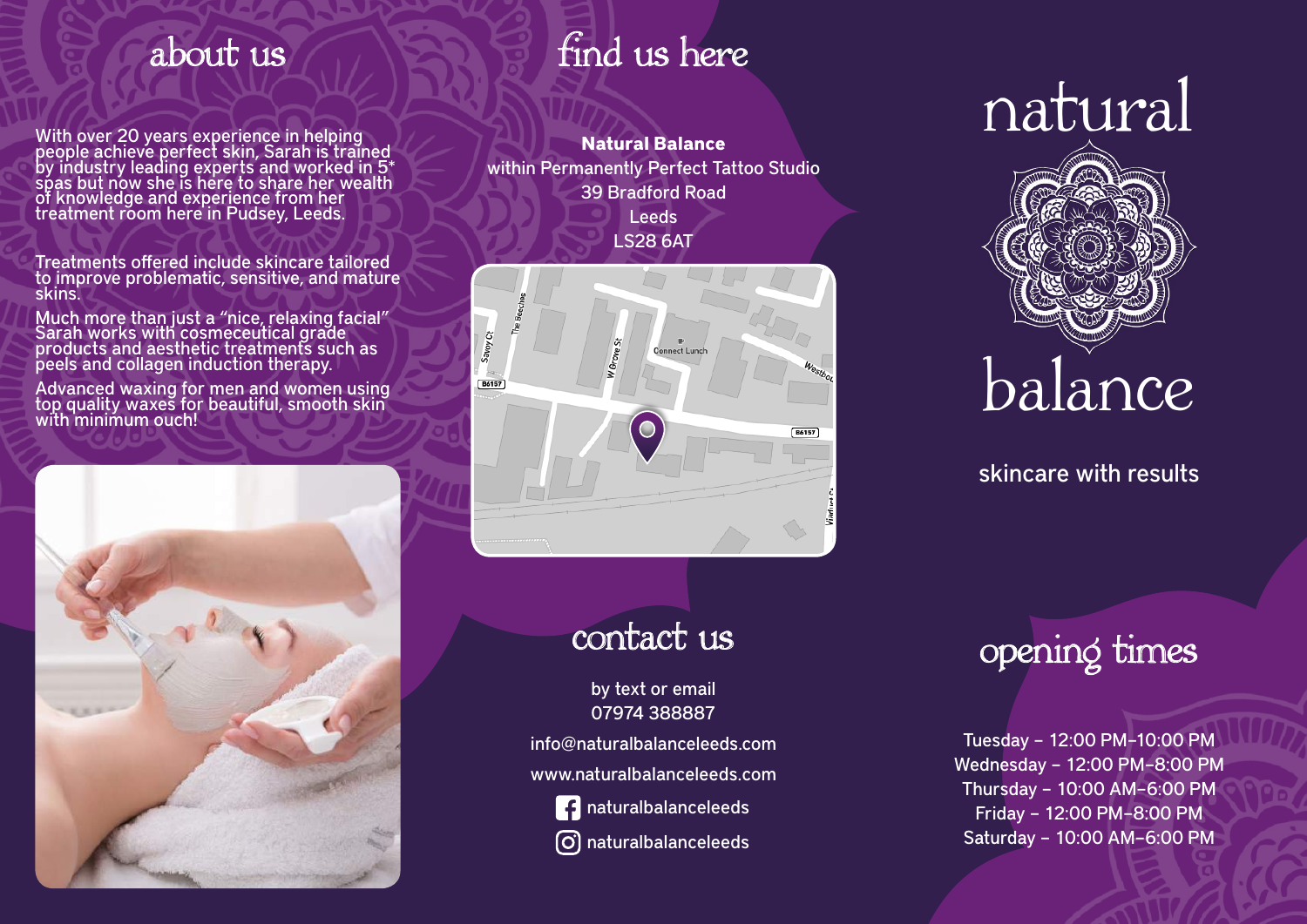## about us

With over 20 years experience in helping people achieve perfect skin, Sarah is trained by industry leading experts and worked in 5* spas but now she is here to share her wealth of knowledge and experience from her treatment room here in Pudsey, Leeds.

Treatments offered include skincare tailored to improve problematic, sensitive, and mature skins.

Much more than just a “nice, relaxing facial” Sarah works with cosmeceutical grade products and aesthetic treatments such as peels and collagen induction therapy.

Advanced waxing for men and women using top quality waxes for beautiful, smooth skin with minimum ouch!

## find us here

**Natural Balance**
within Permanently Perfect Tattoo Studio
39 Bradford Road
Leeds
LS28 6AT

## contact us

by text or email
07974 388887

info@naturalbalanceleeds.com

www.naturalbalanceleeds.com

naturalbalanceleeds

naturalbalanceleeds

# natural balance

skincare with results

## opening times

Tuesday – 12:00 PM–10:00 PM
Wednesday – 12:00 PM–8:00 PM
Thursday – 10:00 AM–6:00 PM
Friday – 12:00 PM–8:00 PM
Saturday – 10:00 AM–6:00 PM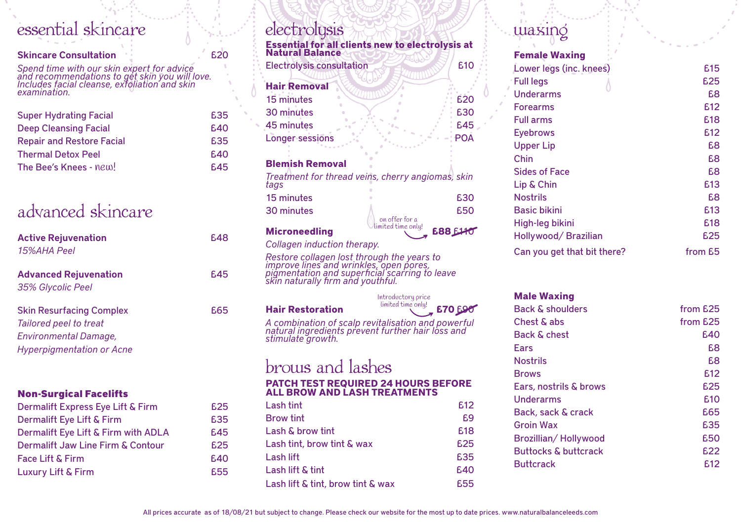# essential skincare

| | |
|---|---|
| **Skincare Consultation** | £20 |

*Spend time with our skin expert for advice and recommendations to get skin you will love. Includes facial cleanse, exfoliation and skin examination.*

| | |
|---|---|
| Super Hydrating Facial | £35 |
| Deep Cleansing Facial | £40 |
| Repair and Restore Facial | £35 |
| Thermal Detox Peel | £40 |
| The Bee's Knees - new! | £45 |

# advanced skincare

| | |
|---|---|
| **Active Rejuvenation** | £48 |

*15%AHA Peel*

| | |
|---|---|
| **Advanced Rejuvenation** | £45 |

*35% Glycolic Peel*

| | |
|---|---|
| Skin Resurfacing Complex | £65 |

*Tailored peel to treat Environmental Damage, Hyperpigmentation or Acne*

## Non-Surgical Facelifts

| | |
|---|---|
| Dermalift Express Eye Lift & Firm | £25 |
| Dermalift Eye Lift & Firm | £35 |
| Dermalift Eye Lift & Firm with ADLA | £45 |
| Dermalift Jaw Line Firm & Contour | £25 |
| Face Lift & Firm | £40 |
| Luxury Lift & Firm | £55 |

# electrolysis

**Essential for all clients new to electrolysis at Natural Balance**

| | |
|---|---|
| Electrolysis consultation | £10 |

## Hair Removal

| | |
|---|---|
| 15 minutes | £20 |
| 30 minutes | £30 |
| 45 minutes | £45 |
| Longer sessions | POA |

## Blemish Removal

*Treatment for thread veins, cherry angiomas, skin tags*

| | |
|---|---|
| 15 minutes | £30 |
| 30 minutes | £50 |

**Microneedling** — on offer for a limited time only! **£88** ~~£110~~

*Collagen induction therapy.*

*Restore collagen lost through the years to improve lines and wrinkles, open pores, pigmentation and superficial scarring to leave skin naturally firm and youthful.*

**Hair Restoration** — Introductory price limited time only! **£70** ~~£90~~

*A combination of scalp revitalisation and powerful natural ingredients prevent further hair loss and stimulate growth.*

# brows and lashes

**PATCH TEST REQUIRED 24 HOURS BEFORE ALL BROW AND LASH TREATMENTS**

| | |
|---|---|
| Lash tint | £12 |
| Brow tint | £9 |
| Lash & brow tint | £18 |
| Lash tint, brow tint & wax | £25 |
| Lash lift | £35 |
| Lash lift & tint | £40 |
| Lash lift & tint, brow tint & wax | £55 |

# waxing

## Female Waxing

| | |
|---|---|
| Lower legs (inc. knees) | £15 |
| Full legs | £25 |
| Underarms | £8 |
| Forearms | £12 |
| Full arms | £18 |
| Eyebrows | £12 |
| Upper Lip | £8 |
| Chin | £8 |
| Sides of Face | £8 |
| Lip & Chin | £13 |
| Nostrils | £8 |
| Basic bikini | £13 |
| High-leg bikini | £18 |
| Hollywood/ Brazilian | £25 |
| Can you get that bit there? | from £5 |

## Male Waxing

| | |
|---|---|
| Back & shoulders | from £25 |
| Chest & abs | from £25 |
| Back & chest | £40 |
| Ears | £8 |
| Nostrils | £8 |
| Brows | £12 |
| Ears, nostrils & brows | £25 |
| Underarms | £10 |
| Back, sack & crack | £65 |
| Groin Wax | £35 |
| Brozillian/ Hollywood | £50 |
| Buttocks & buttcrack | £22 |
| Buttcrack | £12 |

All prices accurate as of 18/08/21 but subject to change. Please check our website for the most up to date prices. www.naturalbalanceleeds.com